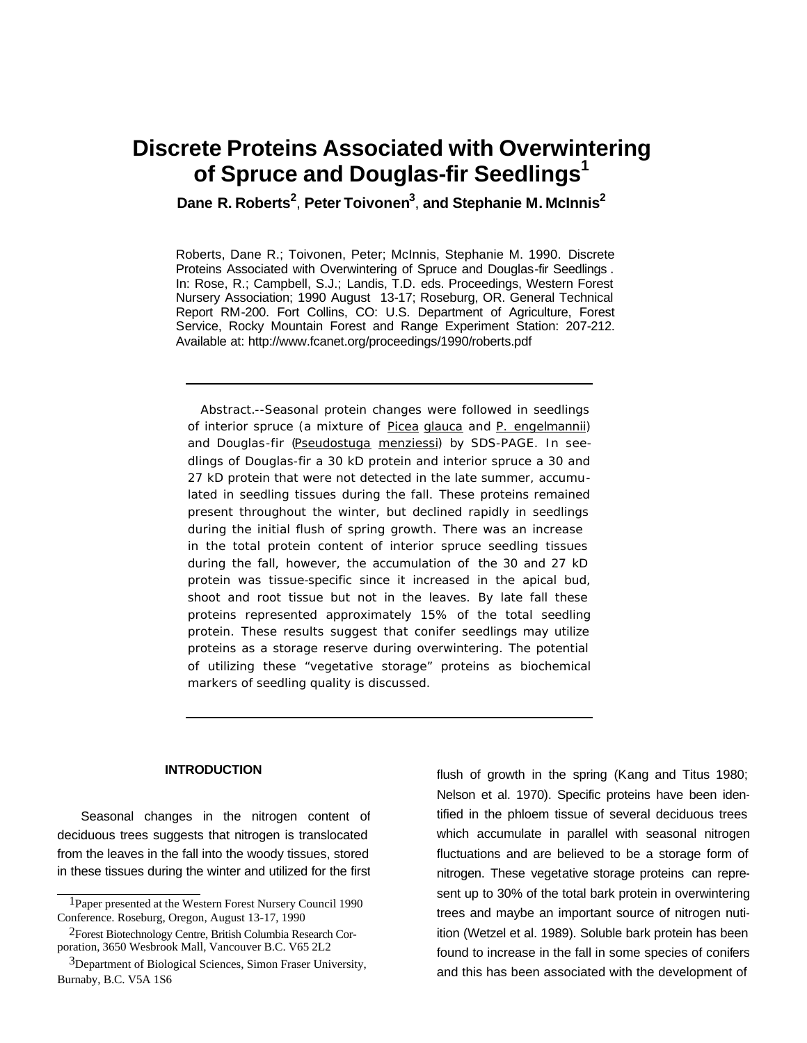# Discrete Proteins Associated with Overwintering of Spruce and Douglas-fir Seedlings[1]

**Dane R. Roberts[2], Peter Toivonen[3], and Stephanie M. McInnis[2]**

Roberts, Dane R.; Toivonen, Peter; McInnis, Stephanie M. 1990. Discrete Proteins Associated with Overwintering of Spruce and Douglas-fir Seedlings. In: Rose, R.; Campbell, S.J.; Landis, T.D. eds. Proceedings, Western Forest Nursery Association; 1990 August 13-17; Roseburg, OR. General Technical Report RM-200. Fort Collins, CO: U.S. Department of Agriculture, Forest Service, Rocky Mountain Forest and Range Experiment Station: 207-212. Available at: http://www.fcanet.org/proceedings/1990/roberts.pdf

---

Abstract.--Seasonal protein changes were followed in seedlings of interior spruce (a mixture of <u>Picea</u> <u>glauca</u> and <u>P. engelmannii</u>) and Douglas-fir (<u>Pseudostuga</u> <u>menziessi</u>) by SDS-PAGE. In seedlings of Douglas-fir a 30 kD protein and interior spruce a 30 and 27 kD protein that were not detected in the late summer, accumulated in seedling tissues during the fall. These proteins remained present throughout the winter, but declined rapidly in seedlings during the initial flush of spring growth. There was an increase in the total protein content of interior spruce seedling tissues during the fall, however, the accumulation of the 30 and 27 kD protein was tissue-specific since it increased in the apical bud, shoot and root tissue but not in the leaves. By late fall these proteins represented approximately 15% of the total seedling protein. These results suggest that conifer seedlings may utilize proteins as a storage reserve during overwintering. The potential of utilizing these "vegetative storage" proteins as biochemical markers of seedling quality is discussed.

---

## INTRODUCTION

Seasonal changes in the nitrogen content of deciduous trees suggests that nitrogen is translocated from the leaves in the fall into the woody tissues, stored in these tissues during the winter and utilized for the first flush of growth in the spring (Kang and Titus 1980; Nelson et al. 1970). Specific proteins have been identified in the phloem tissue of several deciduous trees which accumulate in parallel with seasonal nitrogen fluctuations and are believed to be a storage form of nitrogen. These vegetative storage proteins can represent up to 30% of the total bark protein in overwintering trees and maybe an important source of nitrogen nutition (Wetzel et al. 1989). Soluble bark protein has been found to increase in the fall in some species of conifers and this has been associated with the development of

---

[1] Paper presented at the Western Forest Nursery Council 1990 Conference. Roseburg, Oregon, August 13-17, 1990

[2] Forest Biotechnology Centre, British Columbia Research Corporation, 3650 Wesbrook Mall, Vancouver B.C. V65 2L2

[3] Department of Biological Sciences, Simon Fraser University, Burnaby, B.C. V5A 1S6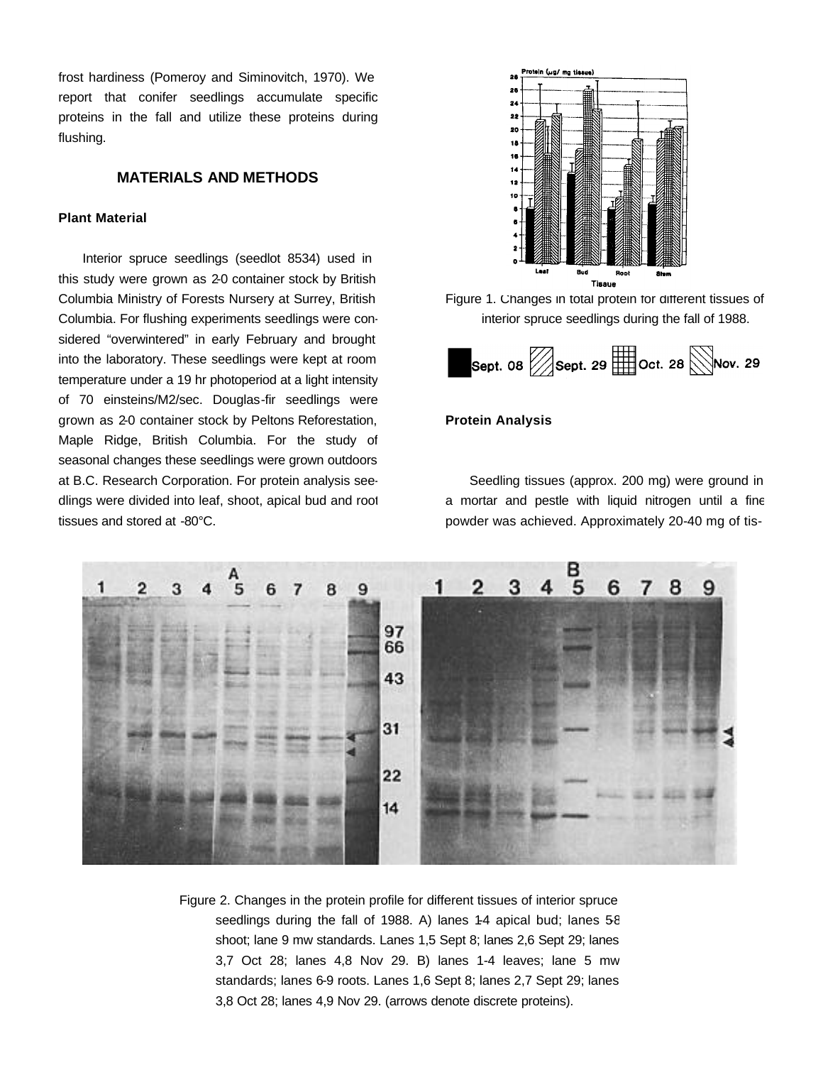frost hardiness (Pomeroy and Siminovitch, 1970). We report that conifer seedlings accumulate specific proteins in the fall and utilize these proteins during flushing.

## MATERIALS AND METHODS

### Plant Material

Interior spruce seedlings (seedlot 8534) used in this study were grown as 2-0 container stock by British Columbia Ministry of Forests Nursery at Surrey, British Columbia. For flushing experiments seedlings were considered "overwintered" in early February and brought into the laboratory. These seedlings were kept at room temperature under a 19 hr photoperiod at a light intensity of 70 einsteins/M2/sec. Douglas-fir seedlings were grown as 2-0 container stock by Peltons Reforestation, Maple Ridge, British Columbia. For the study of seasonal changes these seedlings were grown outdoors at B.C. Research Corporation. For protein analysis seedlings were divided into leaf, shoot, apical bud and root tissues and stored at -80°C.

Figure 1. Changes in total protein for different tissues of interior spruce seedlings during the fall of 1988.

Sept. 08 | Sept. 29 | Oct. 28 | Nov. 29

### Protein Analysis

Seedling tissues (approx. 200 mg) were ground in a mortar and pestle with liquid nitrogen until a fine powder was achieved. Approximately 20-40 mg of tis-

Figure 2. Changes in the protein profile for different tissues of interior spruce seedlings during the fall of 1988. A) lanes 1-4 apical bud; lanes 5-8 shoot; lane 9 mw standards. Lanes 1,5 Sept 8; lanes 2,6 Sept 29; lanes 3,7 Oct 28; lanes 4,8 Nov 29. B) lanes 1-4 leaves; lane 5 mw standards; lanes 6-9 roots. Lanes 1,6 Sept 8; lanes 2,7 Sept 29; lanes 3,8 Oct 28; lanes 4,9 Nov 29. (arrows denote discrete proteins).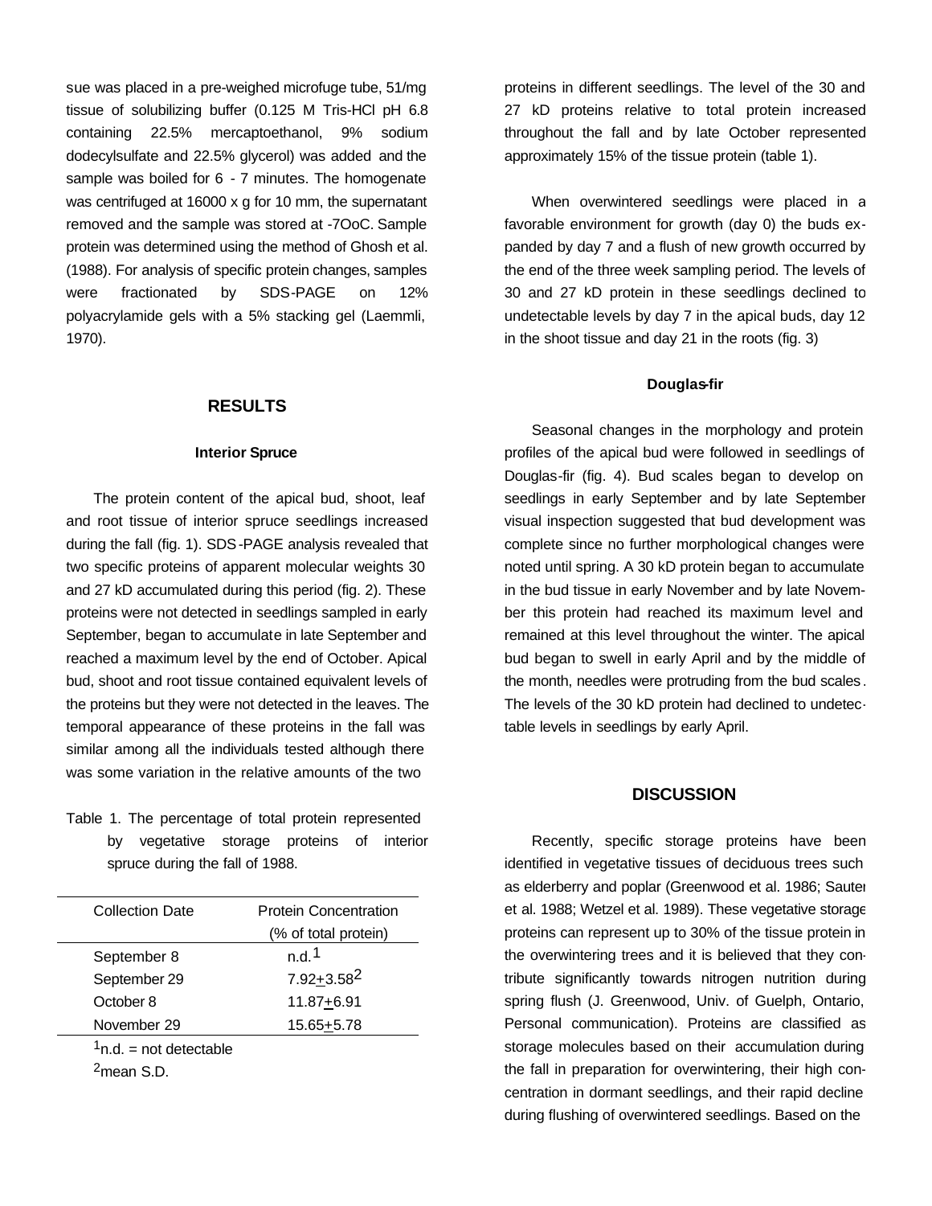sue was placed in a pre-weighed microfuge tube, 51/mg tissue of solubilizing buffer (0.125 M Tris-HCl pH 6.8 containing 22.5% mercaptoethanol, 9% sodium dodecylsulfate and 22.5% glycerol) was added and the sample was boiled for 6 - 7 minutes. The homogenate was centrifuged at 16000 x g for 10 mm, the supernatant removed and the sample was stored at -7OoC. Sample protein was determined using the method of Ghosh et al. (1988). For analysis of specific protein changes, samples were fractionated by SDS-PAGE on 12% polyacrylamide gels with a 5% stacking gel (Laemmli, 1970).

## RESULTS

### Interior Spruce

The protein content of the apical bud, shoot, leaf and root tissue of interior spruce seedlings increased during the fall (fig. 1). SDS-PAGE analysis revealed that two specific proteins of apparent molecular weights 30 and 27 kD accumulated during this period (fig. 2). These proteins were not detected in seedlings sampled in early September, began to accumulate in late September and reached a maximum level by the end of October. Apical bud, shoot and root tissue contained equivalent levels of the proteins but they were not detected in the leaves. The temporal appearance of these proteins in the fall was similar among all the individuals tested although there was some variation in the relative amounts of the two proteins in different seedlings. The level of the 30 and 27 kD proteins relative to total protein increased throughout the fall and by late October represented approximately 15% of the tissue protein (table 1).

Table 1. The percentage of total protein represented by vegetative storage proteins of interior spruce during the fall of 1988.

| Collection Date | Protein Concentration (% of total protein) |
|---|---|
| September 8 | n.d.[1] |
| September 29 | $7.92 \pm 3.58$[2] |
| October 8 | $11.87 \pm 6.91$ |
| November 29 | $15.65 \pm 5.78$ |

[1]n.d. = not detectable

[2]mean S.D.

When overwintered seedlings were placed in a favorable environment for growth (day 0) the buds expanded by day 7 and a flush of new growth occurred by the end of the three week sampling period. The levels of 30 and 27 kD protein in these seedlings declined to undetectable levels by day 7 in the apical buds, day 12 in the shoot tissue and day 21 in the roots (fig. 3)

### Douglas-fir

Seasonal changes in the morphology and protein profiles of the apical bud were followed in seedlings of Douglas-fir (fig. 4). Bud scales began to develop on seedlings in early September and by late September visual inspection suggested that bud development was complete since no further morphological changes were noted until spring. A 30 kD protein began to accumulate in the bud tissue in early November and by late November this protein had reached its maximum level and remained at this level throughout the winter. The apical bud began to swell in early April and by the middle of the month, needles were protruding from the bud scales. The levels of the 30 kD protein had declined to undetectable levels in seedlings by early April.

## DISCUSSION

Recently, specific storage proteins have been identified in vegetative tissues of deciduous trees such as elderberry and poplar (Greenwood et al. 1986; Sauter et al. 1988; Wetzel et al. 1989). These vegetative storage proteins can represent up to 30% of the tissue protein in the overwintering trees and it is believed that they contribute significantly towards nitrogen nutrition during spring flush (J. Greenwood, Univ. of Guelph, Ontario, Personal communication). Proteins are classified as storage molecules based on their accumulation during the fall in preparation for overwintering, their high concentration in dormant seedlings, and their rapid decline during flushing of overwintered seedlings. Based on the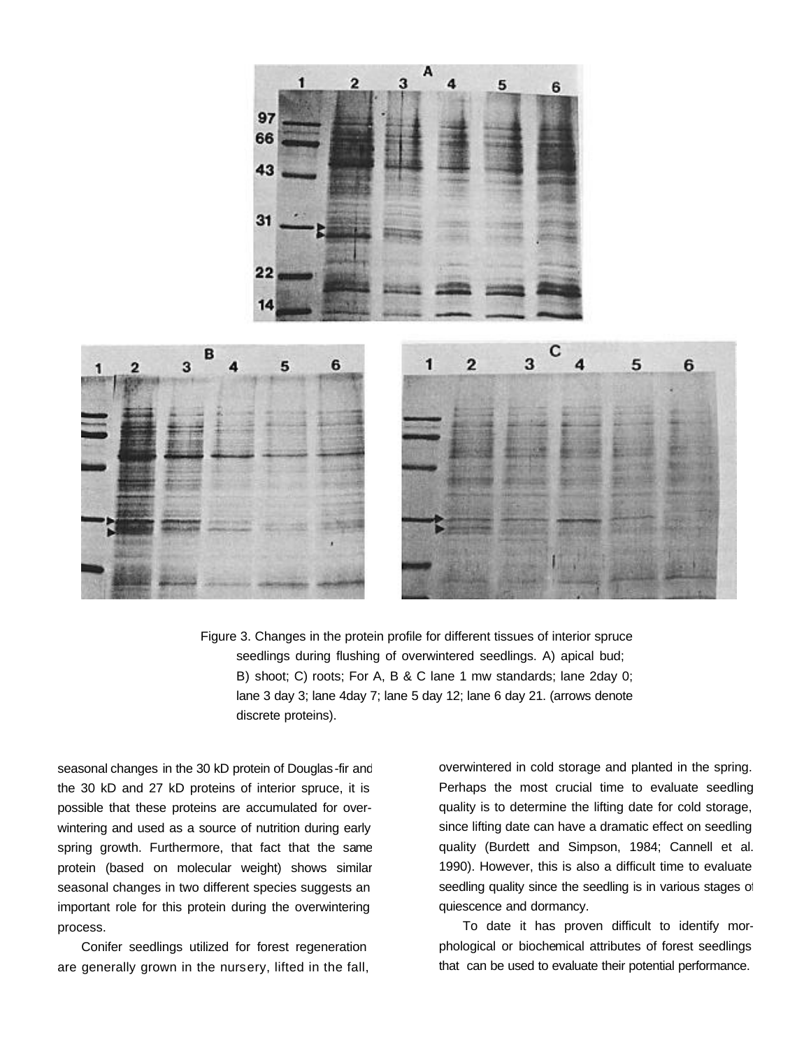Figure 3. Changes in the protein profile for different tissues of interior spruce seedlings during flushing of overwintered seedlings. A) apical bud; B) shoot; C) roots; For A, B & C lane 1 mw standards; lane 2day 0; lane 3 day 3; lane 4day 7; lane 5 day 12; lane 6 day 21. (arrows denote discrete proteins).

seasonal changes in the 30 kD protein of Douglas-fir and the 30 kD and 27 kD proteins of interior spruce, it is possible that these proteins are accumulated for over-wintering and used as a source of nutrition during early spring growth. Furthermore, that fact that the same protein (based on molecular weight) shows similar seasonal changes in two different species suggests an important role for this protein during the overwintering process.

Conifer seedlings utilized for forest regeneration are generally grown in the nursery, lifted in the fall, overwintered in cold storage and planted in the spring. Perhaps the most crucial time to evaluate seedling quality is to determine the lifting date for cold storage, since lifting date can have a dramatic effect on seedling quality (Burdett and Simpson, 1984; Cannell et al. 1990). However, this is also a difficult time to evaluate seedling quality since the seedling is in various stages of quiescence and dormancy.

To date it has proven difficult to identify morphological or biochemical attributes of forest seedlings that can be used to evaluate their potential performance.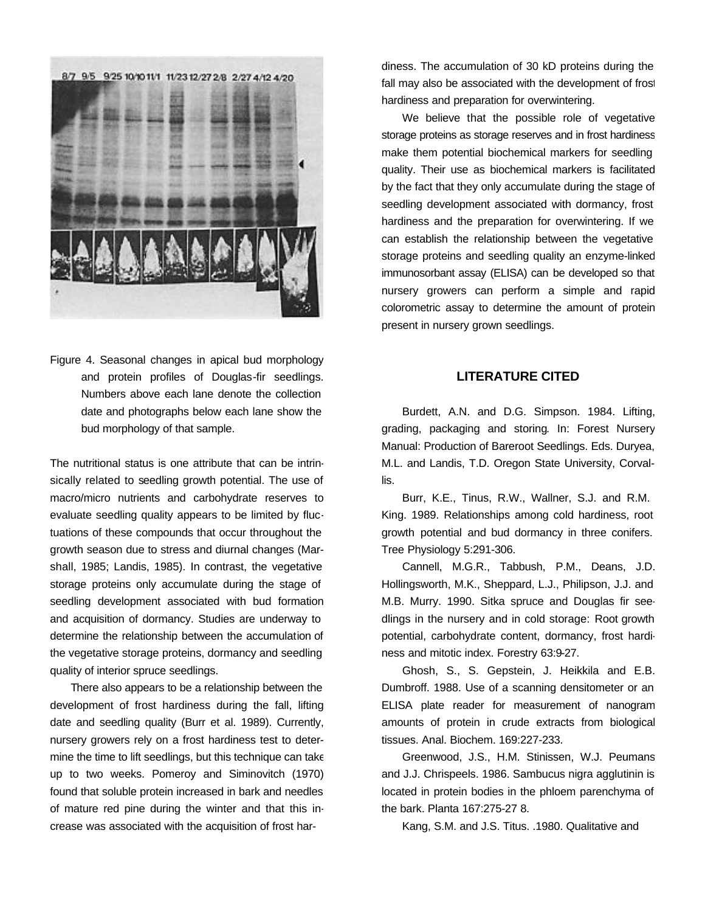Figure 4. Seasonal changes in apical bud morphology and protein profiles of Douglas-fir seedlings. Numbers above each lane denote the collection date and photographs below each lane show the bud morphology of that sample.

The nutritional status is one attribute that can be intrinsically related to seedling growth potential. The use of macro/micro nutrients and carbohydrate reserves to evaluate seedling quality appears to be limited by fluctuations of these compounds that occur throughout the growth season due to stress and diurnal changes (Marshall, 1985; Landis, 1985). In contrast, the vegetative storage proteins only accumulate during the stage of seedling development associated with bud formation and acquisition of dormancy. Studies are underway to determine the relationship between the accumulation of the vegetative storage proteins, dormancy and seedling quality of interior spruce seedlings.

There also appears to be a relationship between the development of frost hardiness during the fall, lifting date and seedling quality (Burr et al. 1989). Currently, nursery growers rely on a frost hardiness test to determine the time to lift seedlings, but this technique can take up to two weeks. Pomeroy and Siminovitch (1970) found that soluble protein increased in bark and needles of mature red pine during the winter and that this increase was associated with the acquisition of frost hardiness. The accumulation of 30 kD proteins during the fall may also be associated with the development of frost hardiness and preparation for overwintering.

We believe that the possible role of vegetative storage proteins as storage reserves and in frost hardiness make them potential biochemical markers for seedling quality. Their use as biochemical markers is facilitated by the fact that they only accumulate during the stage of seedling development associated with dormancy, frost hardiness and the preparation for overwintering. If we can establish the relationship between the vegetative storage proteins and seedling quality an enzyme-linked immunosorbant assay (ELISA) can be developed so that nursery growers can perform a simple and rapid colorometric assay to determine the amount of protein present in nursery grown seedlings.

## LITERATURE CITED

Burdett, A.N. and D.G. Simpson. 1984. Lifting, grading, packaging and storing. In: Forest Nursery Manual: Production of Bareroot Seedlings. Eds. Duryea, M.L. and Landis, T.D. Oregon State University, Corvallis.

Burr, K.E., Tinus, R.W., Wallner, S.J. and R.M. King. 1989. Relationships among cold hardiness, root growth potential and bud dormancy in three conifers. Tree Physiology 5:291-306.

Cannell, M.G.R., Tabbush, P.M., Deans, J.D. Hollingsworth, M.K., Sheppard, L.J., Philipson, J.J. and M.B. Murry. 1990. Sitka spruce and Douglas fir seedlings in the nursery and in cold storage: Root growth potential, carbohydrate content, dormancy, frost hardiness and mitotic index. Forestry 63:9-27.

Ghosh, S., S. Gepstein, J. Heikkila and E.B. Dumbroff. 1988. Use of a scanning densitometer or an ELISA plate reader for measurement of nanogram amounts of protein in crude extracts from biological tissues. Anal. Biochem. 169:227-233.

Greenwood, J.S., H.M. Stinissen, W.J. Peumans and J.J. Chrispeels. 1986. Sambucus nigra agglutinin is located in protein bodies in the phloem parenchyma of the bark. Planta 167:275-27 8.

Kang, S.M. and J.S. Titus. .1980. Qualitative and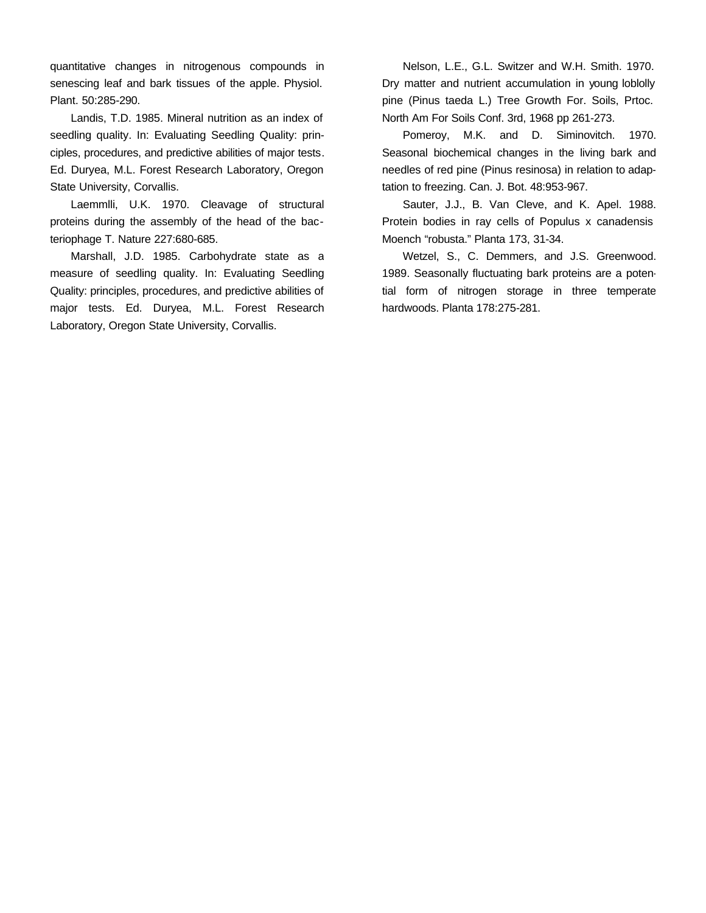quantitative changes in nitrogenous compounds in senescing leaf and bark tissues of the apple. Physiol. Plant. 50:285-290.

Landis, T.D. 1985. Mineral nutrition as an index of seedling quality. In: Evaluating Seedling Quality: principles, procedures, and predictive abilities of major tests. Ed. Duryea, M.L. Forest Research Laboratory, Oregon State University, Corvallis.

Laemmlli, U.K. 1970. Cleavage of structural proteins during the assembly of the head of the bacteriophage T. Nature 227:680-685.

Marshall, J.D. 1985. Carbohydrate state as a measure of seedling quality. In: Evaluating Seedling Quality: principles, procedures, and predictive abilities of major tests. Ed. Duryea, M.L. Forest Research Laboratory, Oregon State University, Corvallis.

Nelson, L.E., G.L. Switzer and W.H. Smith. 1970. Dry matter and nutrient accumulation in young loblolly pine (Pinus taeda L.) Tree Growth For. Soils, Prtoc. North Am For Soils Conf. 3rd, 1968 pp 261-273.

Pomeroy, M.K. and D. Siminovitch. 1970. Seasonal biochemical changes in the living bark and needles of red pine (Pinus resinosa) in relation to adaptation to freezing. Can. J. Bot. 48:953-967.

Sauter, J.J., B. Van Cleve, and K. Apel. 1988. Protein bodies in ray cells of Populus x canadensis Moench "robusta." Planta 173, 31-34.

Wetzel, S., C. Demmers, and J.S. Greenwood. 1989. Seasonally fluctuating bark proteins are a potential form of nitrogen storage in three temperate hardwoods. Planta 178:275-281.